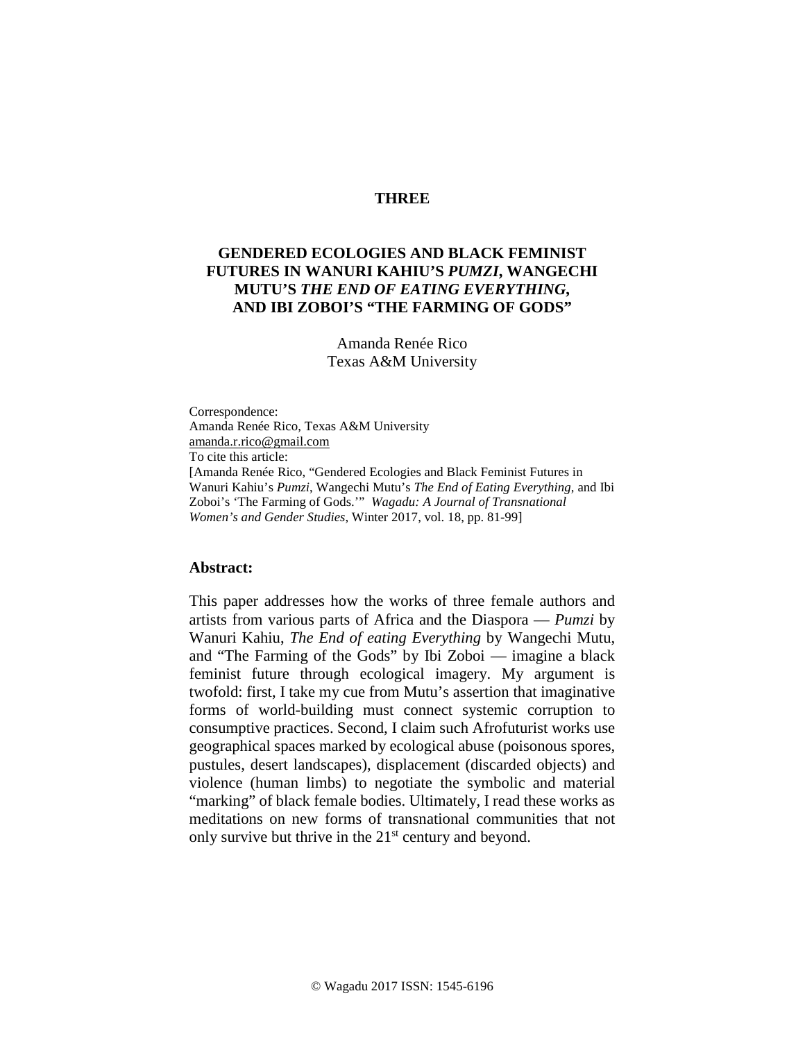**THREE**

# GENDERED ECOLOGIES AND BLACK FEMINIST FUTURES IN WANURI KAHIU'S *PUMZI*, WANGECHI MUTU'S *THE END OF EATING EVERYTHING*, AND IBI ZOBOI'S "THE FARMING OF GODS"

Amanda Renée Rico
Texas A&M University

Correspondence:
Amanda Renée Rico, Texas A&M University
amanda.r.rico@gmail.com
To cite this article:
[Amanda Renée Rico, "Gendered Ecologies and Black Feminist Futures in Wanuri Kahiu's *Pumzi*, Wangechi Mutu's *The End of Eating Everything*, and Ibi Zoboi's 'The Farming of Gods.'" *Wagadu: A Journal of Transnational Women's and Gender Studies*, Winter 2017, vol. 18, pp. 81-99]

## Abstract:

This paper addresses how the works of three female authors and artists from various parts of Africa and the Diaspora — *Pumzi* by Wanuri Kahiu, *The End of eating Everything* by Wangechi Mutu, and "The Farming of the Gods" by Ibi Zoboi — imagine a black feminist future through ecological imagery. My argument is twofold: first, I take my cue from Mutu's assertion that imaginative forms of world-building must connect systemic corruption to consumptive practices. Second, I claim such Afrofuturist works use geographical spaces marked by ecological abuse (poisonous spores, pustules, desert landscapes), displacement (discarded objects) and violence (human limbs) to negotiate the symbolic and material "marking" of black female bodies. Ultimately, I read these works as meditations on new forms of transnational communities that not only survive but thrive in the 21st century and beyond.

© Wagadu 2017 ISSN: 1545-6196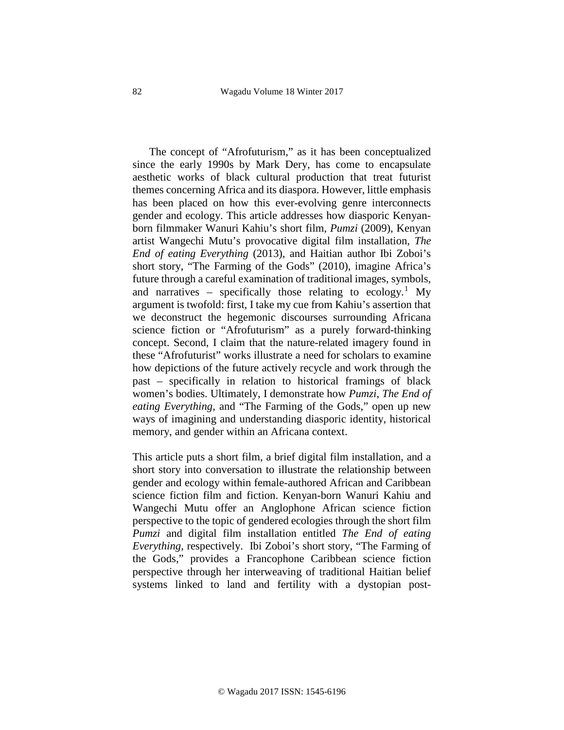The concept of "Afrofuturism," as it has been conceptualized since the early 1990s by Mark Dery, has come to encapsulate aesthetic works of black cultural production that treat futurist themes concerning Africa and its diaspora. However, little emphasis has been placed on how this ever-evolving genre interconnects gender and ecology. This article addresses how diasporic Kenyan-born filmmaker Wanuri Kahiu's short film, *Pumzi* (2009), Kenyan artist Wangechi Mutu's provocative digital film installation, *The End of eating Everything* (2013), and Haitian author Ibi Zoboi's short story, "The Farming of the Gods" (2010), imagine Africa's future through a careful examination of traditional images, symbols, and narratives – specifically those relating to ecology.[1] My argument is twofold: first, I take my cue from Kahiu's assertion that we deconstruct the hegemonic discourses surrounding Africana science fiction or "Afrofuturism" as a purely forward-thinking concept. Second, I claim that the nature-related imagery found in these "Afrofuturist" works illustrate a need for scholars to examine how depictions of the future actively recycle and work through the past – specifically in relation to historical framings of black women's bodies. Ultimately, I demonstrate how *Pumzi*, *The End of eating Everything*, and "The Farming of the Gods," open up new ways of imagining and understanding diasporic identity, historical memory, and gender within an Africana context.

This article puts a short film, a brief digital film installation, and a short story into conversation to illustrate the relationship between gender and ecology within female-authored African and Caribbean science fiction film and fiction. Kenyan-born Wanuri Kahiu and Wangechi Mutu offer an Anglophone African science fiction perspective to the topic of gendered ecologies through the short film *Pumzi* and digital film installation entitled *The End of eating Everything*, respectively. Ibi Zoboi's short story, "The Farming of the Gods," provides a Francophone Caribbean science fiction perspective through her interweaving of traditional Haitian belief systems linked to land and fertility with a dystopian post-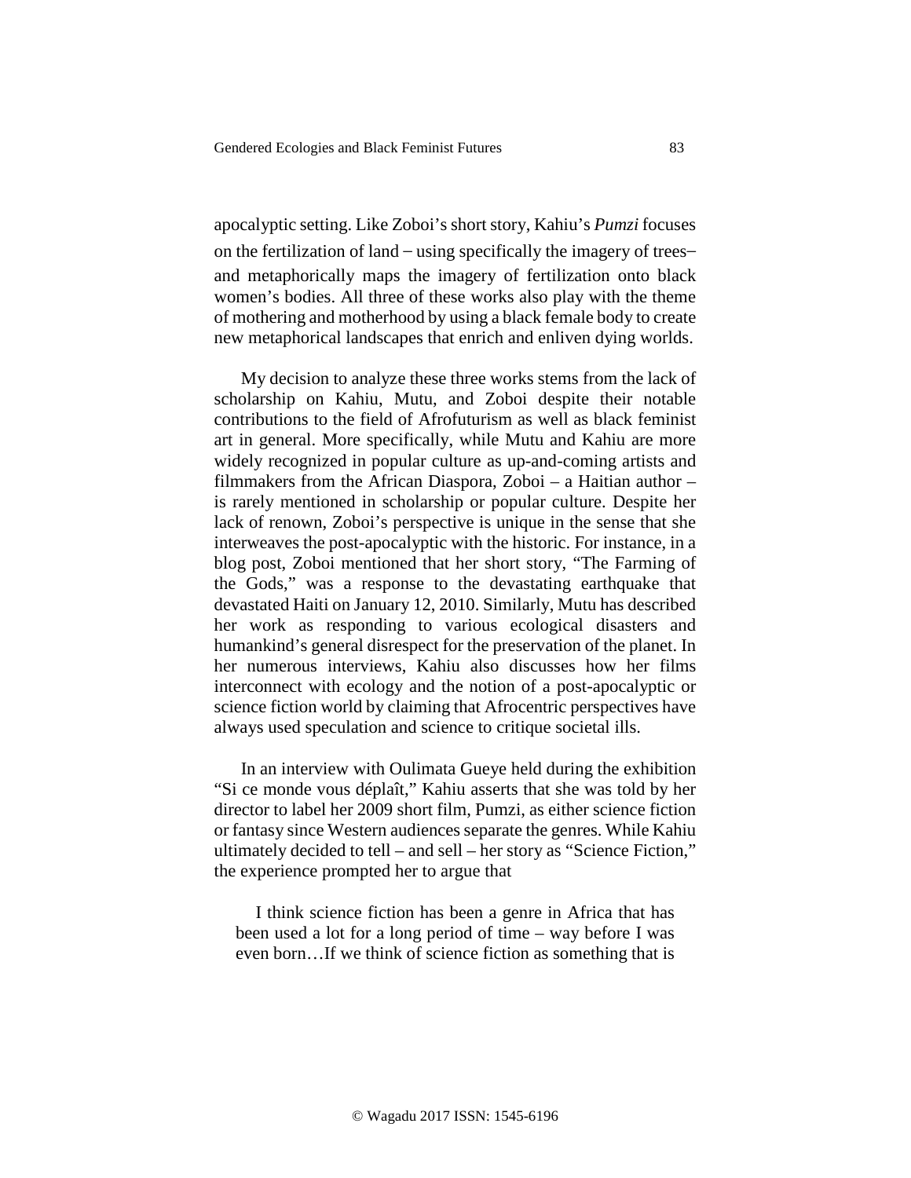apocalyptic setting. Like Zoboi's short story, Kahiu's *Pumzi* focuses on the fertilization of land – using specifically the imagery of trees– and metaphorically maps the imagery of fertilization onto black women's bodies. All three of these works also play with the theme of mothering and motherhood by using a black female body to create new metaphorical landscapes that enrich and enliven dying worlds.

My decision to analyze these three works stems from the lack of scholarship on Kahiu, Mutu, and Zoboi despite their notable contributions to the field of Afrofuturism as well as black feminist art in general. More specifically, while Mutu and Kahiu are more widely recognized in popular culture as up-and-coming artists and filmmakers from the African Diaspora, Zoboi – a Haitian author – is rarely mentioned in scholarship or popular culture. Despite her lack of renown, Zoboi's perspective is unique in the sense that she interweaves the post-apocalyptic with the historic. For instance, in a blog post, Zoboi mentioned that her short story, "The Farming of the Gods," was a response to the devastating earthquake that devastated Haiti on January 12, 2010. Similarly, Mutu has described her work as responding to various ecological disasters and humankind's general disrespect for the preservation of the planet. In her numerous interviews, Kahiu also discusses how her films interconnect with ecology and the notion of a post-apocalyptic or science fiction world by claiming that Afrocentric perspectives have always used speculation and science to critique societal ills.

In an interview with Oulimata Gueye held during the exhibition "Si ce monde vous déplaît," Kahiu asserts that she was told by her director to label her 2009 short film, Pumzi, as either science fiction or fantasy since Western audiences separate the genres. While Kahiu ultimately decided to tell – and sell – her story as "Science Fiction," the experience prompted her to argue that

> I think science fiction has been a genre in Africa that has been used a lot for a long period of time – way before I was even born…If we think of science fiction as something that is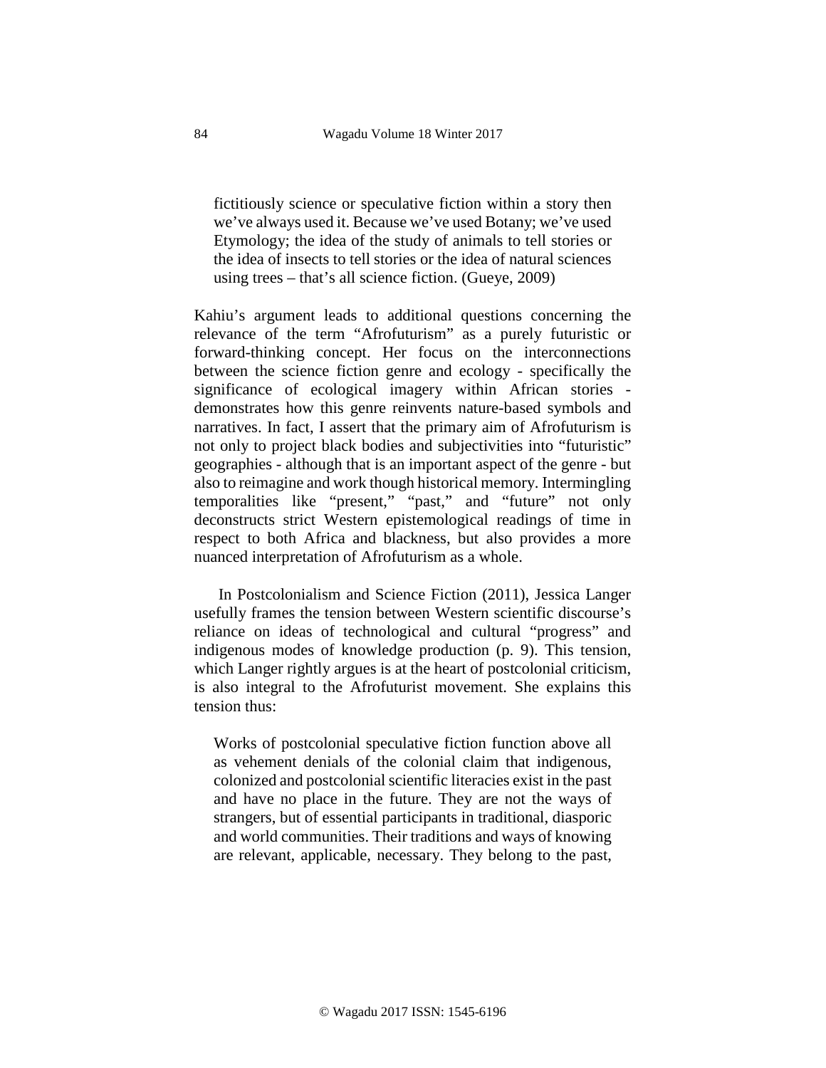> fictitiously science or speculative fiction within a story then we've always used it. Because we've used Botany; we've used Etymology; the idea of the study of animals to tell stories or the idea of insects to tell stories or the idea of natural sciences using trees – that's all science fiction. (Gueye, 2009)

Kahiu's argument leads to additional questions concerning the relevance of the term "Afrofuturism" as a purely futuristic or forward-thinking concept. Her focus on the interconnections between the science fiction genre and ecology - specifically the significance of ecological imagery within African stories - demonstrates how this genre reinvents nature-based symbols and narratives. In fact, I assert that the primary aim of Afrofuturism is not only to project black bodies and subjectivities into "futuristic" geographies - although that is an important aspect of the genre - but also to reimagine and work though historical memory. Intermingling temporalities like "present," "past," and "future" not only deconstructs strict Western epistemological readings of time in respect to both Africa and blackness, but also provides a more nuanced interpretation of Afrofuturism as a whole.

In Postcolonialism and Science Fiction (2011), Jessica Langer usefully frames the tension between Western scientific discourse's reliance on ideas of technological and cultural "progress" and indigenous modes of knowledge production (p. 9). This tension, which Langer rightly argues is at the heart of postcolonial criticism, is also integral to the Afrofuturist movement. She explains this tension thus:

> Works of postcolonial speculative fiction function above all as vehement denials of the colonial claim that indigenous, colonized and postcolonial scientific literacies exist in the past and have no place in the future. They are not the ways of strangers, but of essential participants in traditional, diasporic and world communities. Their traditions and ways of knowing are relevant, applicable, necessary. They belong to the past,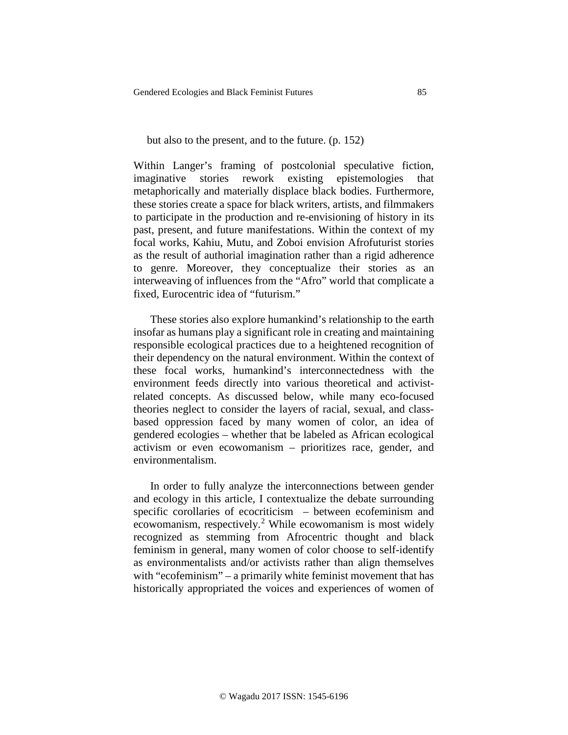but also to the present, and to the future. (p. 152)

Within Langer's framing of postcolonial speculative fiction, imaginative stories rework existing epistemologies that metaphorically and materially displace black bodies. Furthermore, these stories create a space for black writers, artists, and filmmakers to participate in the production and re-envisioning of history in its past, present, and future manifestations. Within the context of my focal works, Kahiu, Mutu, and Zoboi envision Afrofuturist stories as the result of authorial imagination rather than a rigid adherence to genre. Moreover, they conceptualize their stories as an interweaving of influences from the "Afro" world that complicate a fixed, Eurocentric idea of "futurism."

These stories also explore humankind's relationship to the earth insofar as humans play a significant role in creating and maintaining responsible ecological practices due to a heightened recognition of their dependency on the natural environment. Within the context of these focal works, humankind's interconnectedness with the environment feeds directly into various theoretical and activist-related concepts. As discussed below, while many eco-focused theories neglect to consider the layers of racial, sexual, and class-based oppression faced by many women of color, an idea of gendered ecologies – whether that be labeled as African ecological activism or even ecowomanism – prioritizes race, gender, and environmentalism.

In order to fully analyze the interconnections between gender and ecology in this article, I contextualize the debate surrounding specific corollaries of ecocriticism – between ecofeminism and ecowomanism, respectively.[2] While ecowomanism is most widely recognized as stemming from Afrocentric thought and black feminism in general, many women of color choose to self-identify as environmentalists and/or activists rather than align themselves with "ecofeminism" – a primarily white feminist movement that has historically appropriated the voices and experiences of women of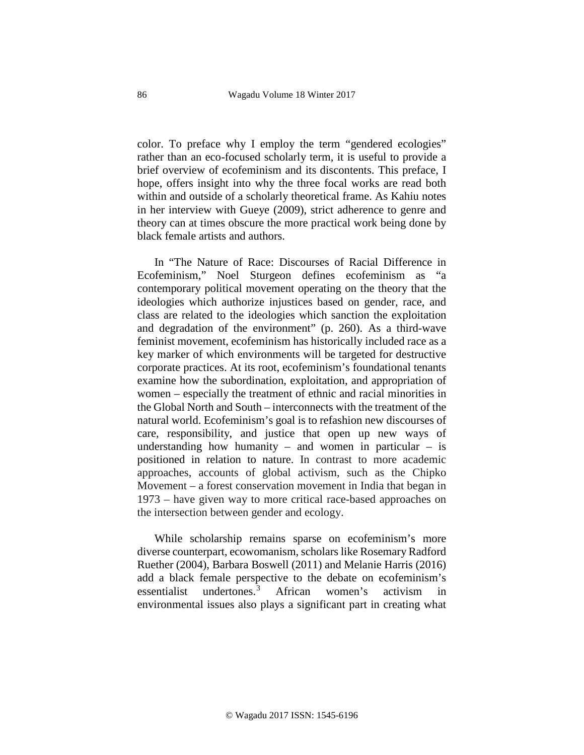color. To preface why I employ the term “gendered ecologies” rather than an eco-focused scholarly term, it is useful to provide a brief overview of ecofeminism and its discontents. This preface, I hope, offers insight into why the three focal works are read both within and outside of a scholarly theoretical frame. As Kahiu notes in her interview with Gueye (2009), strict adherence to genre and theory can at times obscure the more practical work being done by black female artists and authors.

In “The Nature of Race: Discourses of Racial Difference in Ecofeminism,” Noel Sturgeon defines ecofeminism as “a contemporary political movement operating on the theory that the ideologies which authorize injustices based on gender, race, and class are related to the ideologies which sanction the exploitation and degradation of the environment” (p. 260). As a third-wave feminist movement, ecofeminism has historically included race as a key marker of which environments will be targeted for destructive corporate practices. At its root, ecofeminism’s foundational tenants examine how the subordination, exploitation, and appropriation of women – especially the treatment of ethnic and racial minorities in the Global North and South – interconnects with the treatment of the natural world. Ecofeminism’s goal is to refashion new discourses of care, responsibility, and justice that open up new ways of understanding how humanity – and women in particular – is positioned in relation to nature. In contrast to more academic approaches, accounts of global activism, such as the Chipko Movement – a forest conservation movement in India that began in 1973 – have given way to more critical race-based approaches on the intersection between gender and ecology.

While scholarship remains sparse on ecofeminism’s more diverse counterpart, ecowomanism, scholars like Rosemary Radford Ruether (2004), Barbara Boswell (2011) and Melanie Harris (2016) add a black female perspective to the debate on ecofeminism’s essentialist undertones.[3] African women’s activism in environmental issues also plays a significant part in creating what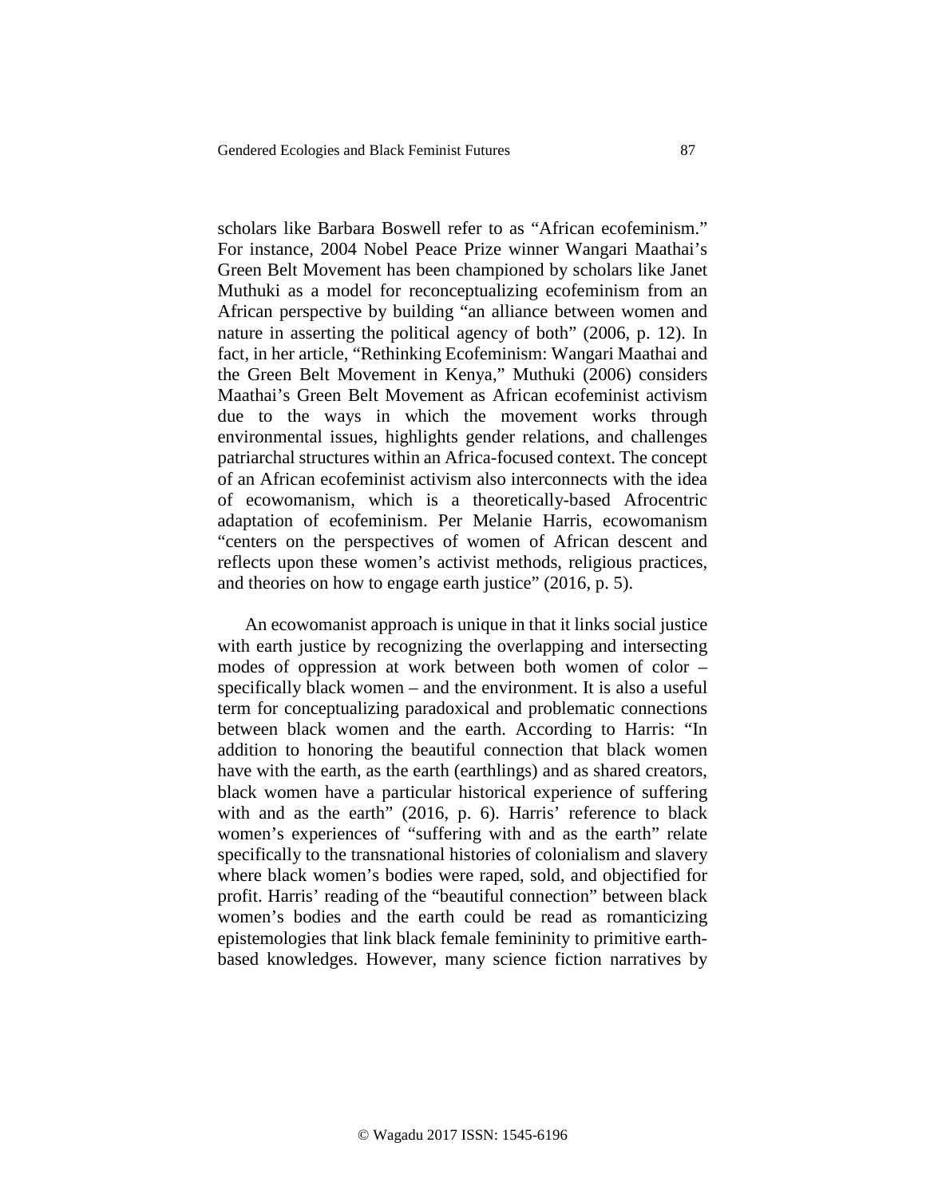scholars like Barbara Boswell refer to as "African ecofeminism." For instance, 2004 Nobel Peace Prize winner Wangari Maathai's Green Belt Movement has been championed by scholars like Janet Muthuki as a model for reconceptualizing ecofeminism from an African perspective by building "an alliance between women and nature in asserting the political agency of both" (2006, p. 12). In fact, in her article, "Rethinking Ecofeminism: Wangari Maathai and the Green Belt Movement in Kenya," Muthuki (2006) considers Maathai's Green Belt Movement as African ecofeminist activism due to the ways in which the movement works through environmental issues, highlights gender relations, and challenges patriarchal structures within an Africa-focused context. The concept of an African ecofeminist activism also interconnects with the idea of ecowomanism, which is a theoretically-based Afrocentric adaptation of ecofeminism. Per Melanie Harris, ecowomanism "centers on the perspectives of women of African descent and reflects upon these women's activist methods, religious practices, and theories on how to engage earth justice" (2016, p. 5).

An ecowomanist approach is unique in that it links social justice with earth justice by recognizing the overlapping and intersecting modes of oppression at work between both women of color – specifically black women – and the environment. It is also a useful term for conceptualizing paradoxical and problematic connections between black women and the earth. According to Harris: "In addition to honoring the beautiful connection that black women have with the earth, as the earth (earthlings) and as shared creators, black women have a particular historical experience of suffering with and as the earth" (2016, p. 6). Harris' reference to black women's experiences of "suffering with and as the earth" relate specifically to the transnational histories of colonialism and slavery where black women's bodies were raped, sold, and objectified for profit. Harris' reading of the "beautiful connection" between black women's bodies and the earth could be read as romanticizing epistemologies that link black female femininity to primitive earth-based knowledges. However, many science fiction narratives by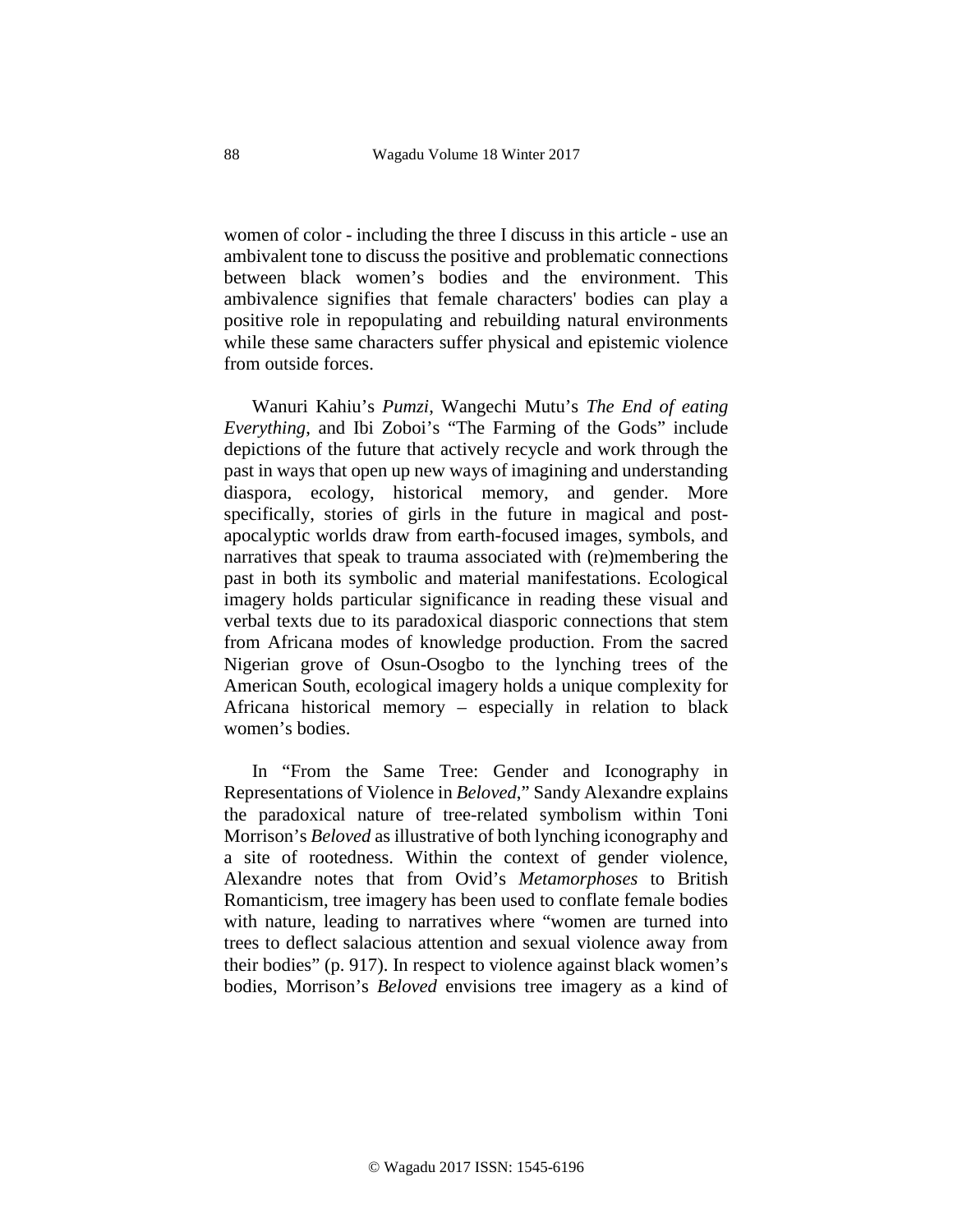women of color - including the three I discuss in this article - use an ambivalent tone to discuss the positive and problematic connections between black women's bodies and the environment. This ambivalence signifies that female characters' bodies can play a positive role in repopulating and rebuilding natural environments while these same characters suffer physical and epistemic violence from outside forces.

Wanuri Kahiu's *Pumzi*, Wangechi Mutu's *The End of eating Everything*, and Ibi Zoboi's "The Farming of the Gods" include depictions of the future that actively recycle and work through the past in ways that open up new ways of imagining and understanding diaspora, ecology, historical memory, and gender. More specifically, stories of girls in the future in magical and post-apocalyptic worlds draw from earth-focused images, symbols, and narratives that speak to trauma associated with (re)membering the past in both its symbolic and material manifestations. Ecological imagery holds particular significance in reading these visual and verbal texts due to its paradoxical diasporic connections that stem from Africana modes of knowledge production. From the sacred Nigerian grove of Osun-Osogbo to the lynching trees of the American South, ecological imagery holds a unique complexity for Africana historical memory – especially in relation to black women's bodies.

In "From the Same Tree: Gender and Iconography in Representations of Violence in *Beloved*," Sandy Alexandre explains the paradoxical nature of tree-related symbolism within Toni Morrison's *Beloved* as illustrative of both lynching iconography and a site of rootedness. Within the context of gender violence, Alexandre notes that from Ovid's *Metamorphoses* to British Romanticism, tree imagery has been used to conflate female bodies with nature, leading to narratives where "women are turned into trees to deflect salacious attention and sexual violence away from their bodies" (p. 917). In respect to violence against black women's bodies, Morrison's *Beloved* envisions tree imagery as a kind of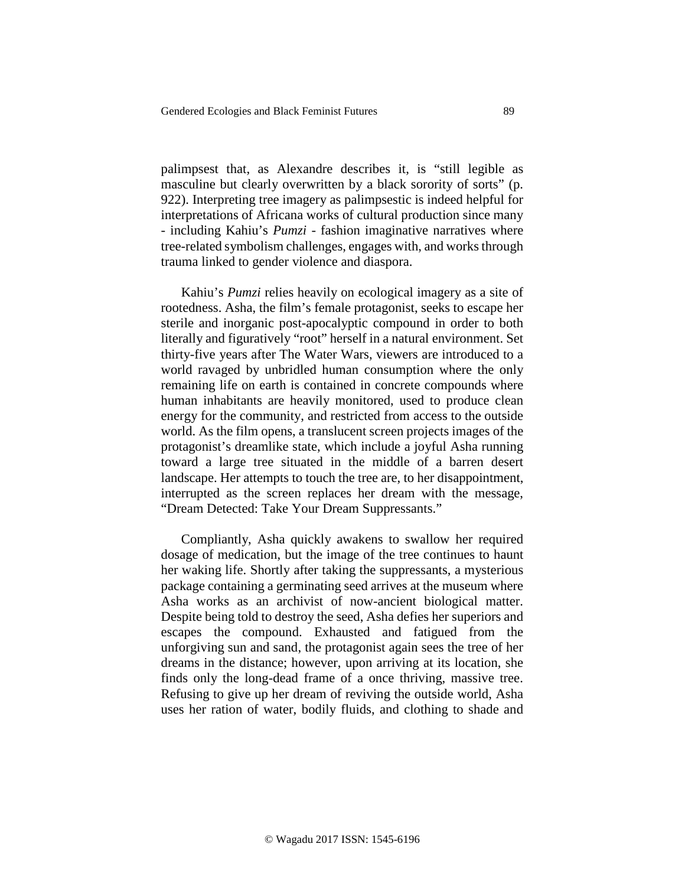palimpsest that, as Alexandre describes it, is "still legible as masculine but clearly overwritten by a black sorority of sorts" (p. 922). Interpreting tree imagery as palimpsestic is indeed helpful for interpretations of Africana works of cultural production since many - including Kahiu's *Pumzi* - fashion imaginative narratives where tree-related symbolism challenges, engages with, and works through trauma linked to gender violence and diaspora.

Kahiu's *Pumzi* relies heavily on ecological imagery as a site of rootedness. Asha, the film's female protagonist, seeks to escape her sterile and inorganic post-apocalyptic compound in order to both literally and figuratively "root" herself in a natural environment. Set thirty-five years after The Water Wars, viewers are introduced to a world ravaged by unbridled human consumption where the only remaining life on earth is contained in concrete compounds where human inhabitants are heavily monitored, used to produce clean energy for the community, and restricted from access to the outside world. As the film opens, a translucent screen projects images of the protagonist's dreamlike state, which include a joyful Asha running toward a large tree situated in the middle of a barren desert landscape. Her attempts to touch the tree are, to her disappointment, interrupted as the screen replaces her dream with the message, "Dream Detected: Take Your Dream Suppressants."

Compliantly, Asha quickly awakens to swallow her required dosage of medication, but the image of the tree continues to haunt her waking life. Shortly after taking the suppressants, a mysterious package containing a germinating seed arrives at the museum where Asha works as an archivist of now-ancient biological matter. Despite being told to destroy the seed, Asha defies her superiors and escapes the compound. Exhausted and fatigued from the unforgiving sun and sand, the protagonist again sees the tree of her dreams in the distance; however, upon arriving at its location, she finds only the long-dead frame of a once thriving, massive tree. Refusing to give up her dream of reviving the outside world, Asha uses her ration of water, bodily fluids, and clothing to shade and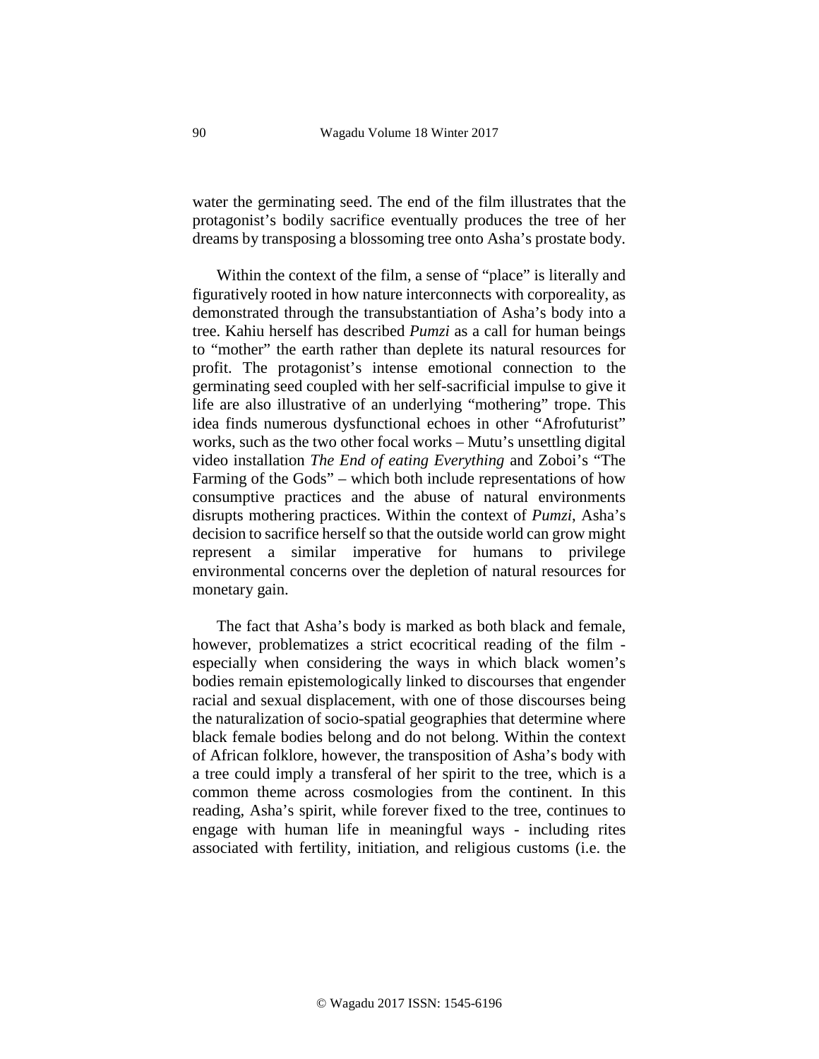water the germinating seed. The end of the film illustrates that the protagonist's bodily sacrifice eventually produces the tree of her dreams by transposing a blossoming tree onto Asha's prostate body.

Within the context of the film, a sense of "place" is literally and figuratively rooted in how nature interconnects with corporeality, as demonstrated through the transubstantiation of Asha's body into a tree. Kahiu herself has described *Pumzi* as a call for human beings to "mother" the earth rather than deplete its natural resources for profit. The protagonist's intense emotional connection to the germinating seed coupled with her self-sacrificial impulse to give it life are also illustrative of an underlying "mothering" trope. This idea finds numerous dysfunctional echoes in other "Afrofuturist" works, such as the two other focal works – Mutu's unsettling digital video installation *The End of eating Everything* and Zoboi's "The Farming of the Gods" – which both include representations of how consumptive practices and the abuse of natural environments disrupts mothering practices. Within the context of *Pumzi*, Asha's decision to sacrifice herself so that the outside world can grow might represent a similar imperative for humans to privilege environmental concerns over the depletion of natural resources for monetary gain.

The fact that Asha's body is marked as both black and female, however, problematizes a strict ecocritical reading of the film - especially when considering the ways in which black women's bodies remain epistemologically linked to discourses that engender racial and sexual displacement, with one of those discourses being the naturalization of socio-spatial geographies that determine where black female bodies belong and do not belong. Within the context of African folklore, however, the transposition of Asha's body with a tree could imply a transferal of her spirit to the tree, which is a common theme across cosmologies from the continent. In this reading, Asha's spirit, while forever fixed to the tree, continues to engage with human life in meaningful ways - including rites associated with fertility, initiation, and religious customs (i.e. the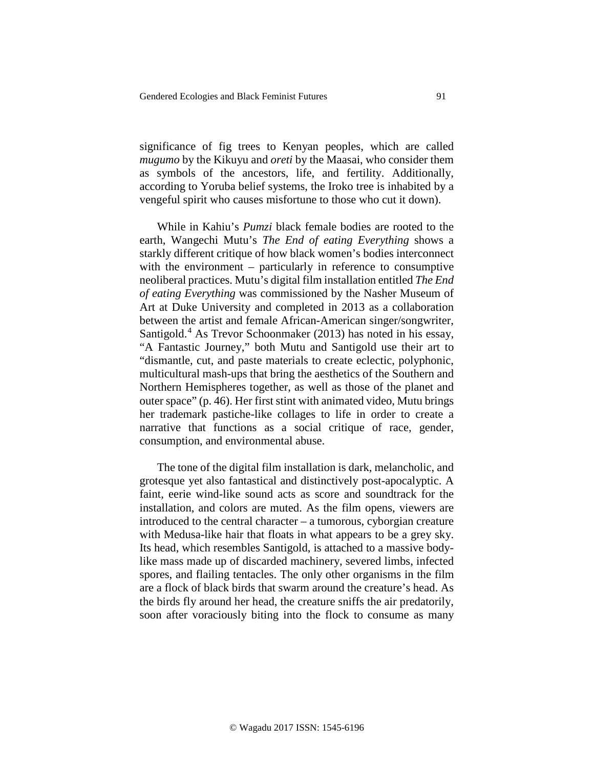significance of fig trees to Kenyan peoples, which are called *mugumo* by the Kikuyu and *oreti* by the Maasai, who consider them as symbols of the ancestors, life, and fertility. Additionally, according to Yoruba belief systems, the Iroko tree is inhabited by a vengeful spirit who causes misfortune to those who cut it down).

While in Kahiu's *Pumzi* black female bodies are rooted to the earth, Wangechi Mutu's *The End of eating Everything* shows a starkly different critique of how black women's bodies interconnect with the environment – particularly in reference to consumptive neoliberal practices. Mutu's digital film installation entitled *The End of eating Everything* was commissioned by the Nasher Museum of Art at Duke University and completed in 2013 as a collaboration between the artist and female African-American singer/songwriter, Santigold.[4] As Trevor Schoonmaker (2013) has noted in his essay, "A Fantastic Journey," both Mutu and Santigold use their art to "dismantle, cut, and paste materials to create eclectic, polyphonic, multicultural mash-ups that bring the aesthetics of the Southern and Northern Hemispheres together, as well as those of the planet and outer space" (p. 46). Her first stint with animated video, Mutu brings her trademark pastiche-like collages to life in order to create a narrative that functions as a social critique of race, gender, consumption, and environmental abuse.

The tone of the digital film installation is dark, melancholic, and grotesque yet also fantastical and distinctively post-apocalyptic. A faint, eerie wind-like sound acts as score and soundtrack for the installation, and colors are muted. As the film opens, viewers are introduced to the central character – a tumorous, cyborgian creature with Medusa-like hair that floats in what appears to be a grey sky. Its head, which resembles Santigold, is attached to a massive body-like mass made up of discarded machinery, severed limbs, infected spores, and flailing tentacles. The only other organisms in the film are a flock of black birds that swarm around the creature's head. As the birds fly around her head, the creature sniffs the air predatorily, soon after voraciously biting into the flock to consume as many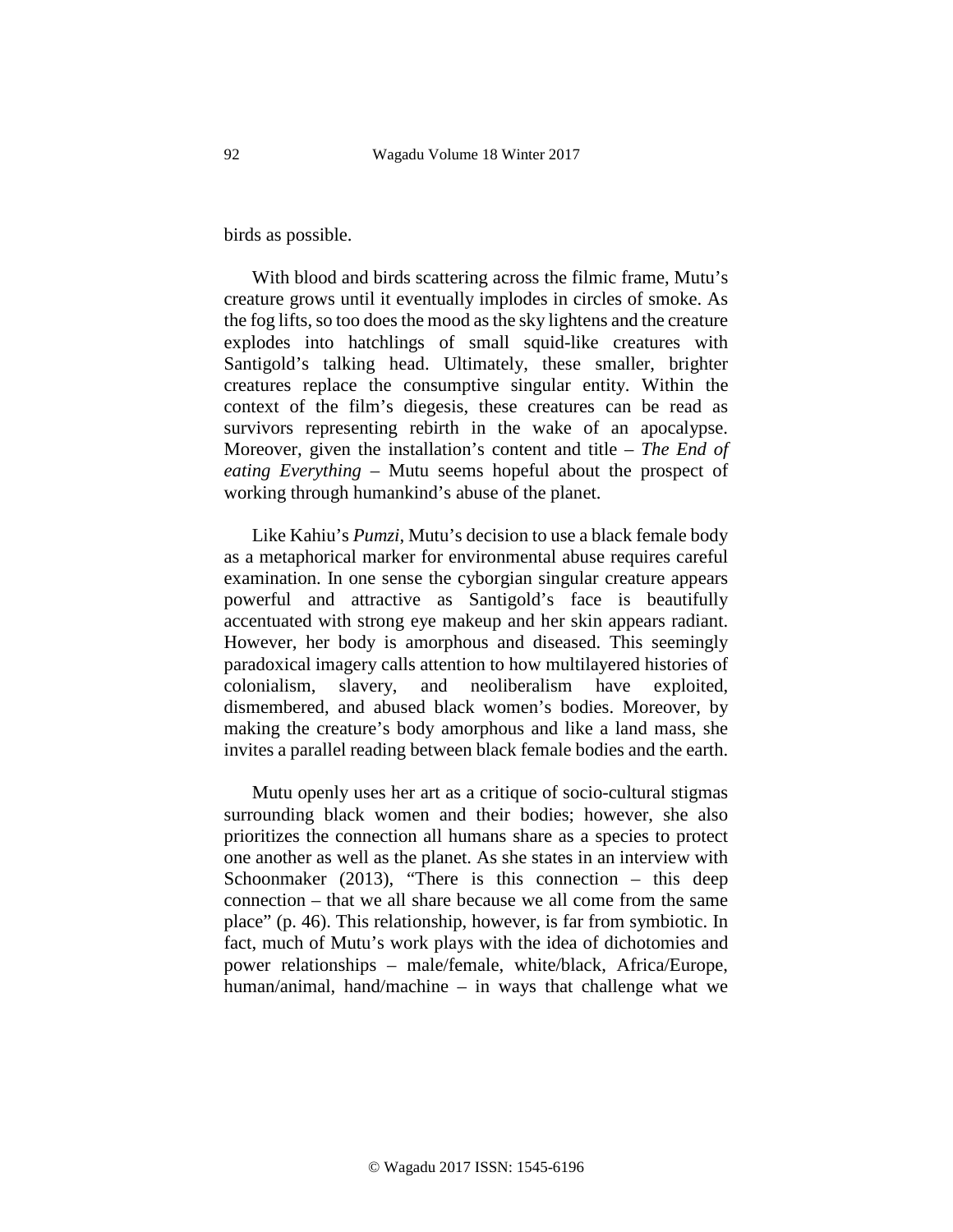birds as possible.

With blood and birds scattering across the filmic frame, Mutu's creature grows until it eventually implodes in circles of smoke. As the fog lifts, so too does the mood as the sky lightens and the creature explodes into hatchlings of small squid-like creatures with Santigold's talking head. Ultimately, these smaller, brighter creatures replace the consumptive singular entity. Within the context of the film's diegesis, these creatures can be read as survivors representing rebirth in the wake of an apocalypse. Moreover, given the installation's content and title – *The End of eating Everything* – Mutu seems hopeful about the prospect of working through humankind's abuse of the planet.

Like Kahiu's *Pumzi*, Mutu's decision to use a black female body as a metaphorical marker for environmental abuse requires careful examination. In one sense the cyborgian singular creature appears powerful and attractive as Santigold's face is beautifully accentuated with strong eye makeup and her skin appears radiant. However, her body is amorphous and diseased. This seemingly paradoxical imagery calls attention to how multilayered histories of colonialism, slavery, and neoliberalism have exploited, dismembered, and abused black women's bodies. Moreover, by making the creature's body amorphous and like a land mass, she invites a parallel reading between black female bodies and the earth.

Mutu openly uses her art as a critique of socio-cultural stigmas surrounding black women and their bodies; however, she also prioritizes the connection all humans share as a species to protect one another as well as the planet. As she states in an interview with Schoonmaker (2013), "There is this connection – this deep connection – that we all share because we all come from the same place" (p. 46). This relationship, however, is far from symbiotic. In fact, much of Mutu's work plays with the idea of dichotomies and power relationships – male/female, white/black, Africa/Europe, human/animal, hand/machine – in ways that challenge what we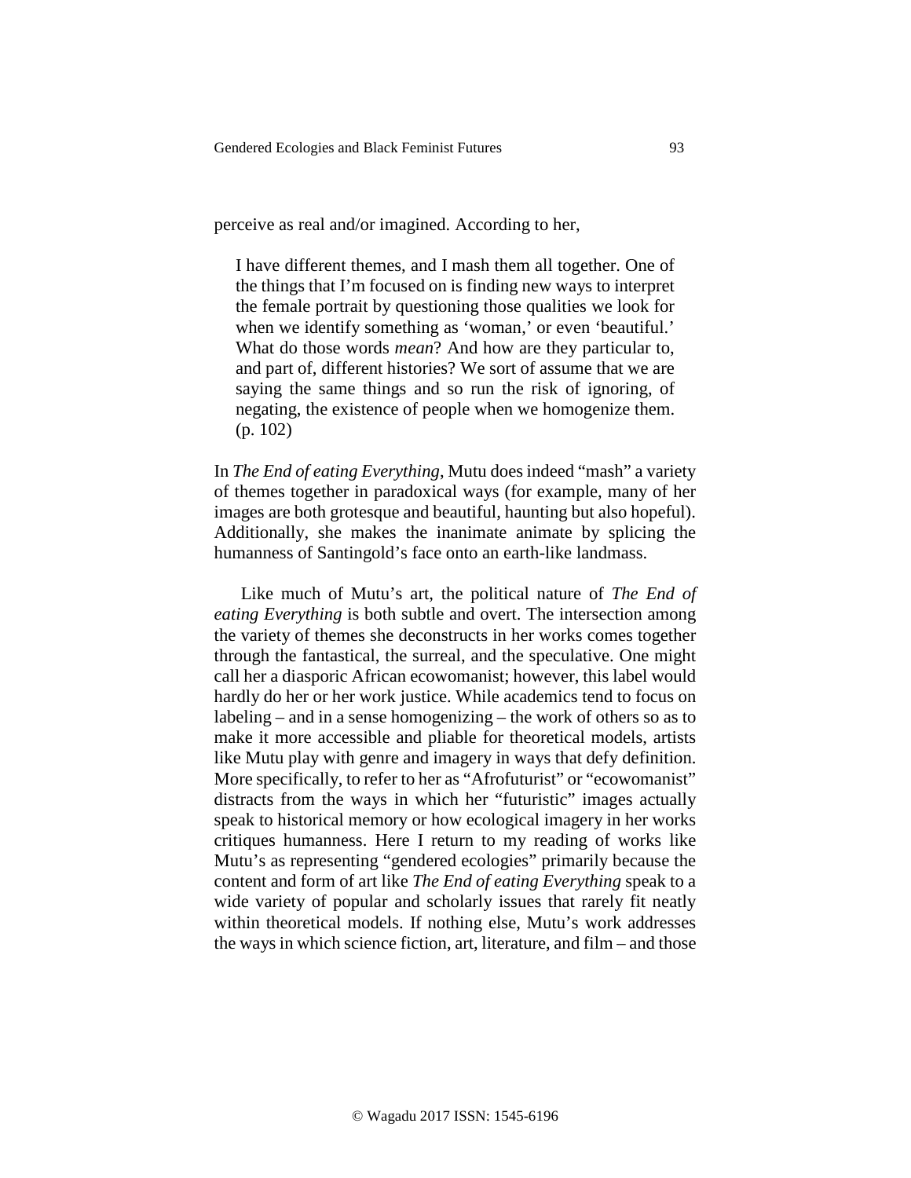perceive as real and/or imagined. According to her,

> I have different themes, and I mash them all together. One of the things that I'm focused on is finding new ways to interpret the female portrait by questioning those qualities we look for when we identify something as 'woman,' or even 'beautiful.' What do those words *mean*? And how are they particular to, and part of, different histories? We sort of assume that we are saying the same things and so run the risk of ignoring, of negating, the existence of people when we homogenize them. (p. 102)

In *The End of eating Everything*, Mutu does indeed "mash" a variety of themes together in paradoxical ways (for example, many of her images are both grotesque and beautiful, haunting but also hopeful). Additionally, she makes the inanimate animate by splicing the humanness of Santingold's face onto an earth-like landmass.

Like much of Mutu's art, the political nature of *The End of eating Everything* is both subtle and overt. The intersection among the variety of themes she deconstructs in her works comes together through the fantastical, the surreal, and the speculative. One might call her a diasporic African ecowomanist; however, this label would hardly do her or her work justice. While academics tend to focus on labeling – and in a sense homogenizing – the work of others so as to make it more accessible and pliable for theoretical models, artists like Mutu play with genre and imagery in ways that defy definition. More specifically, to refer to her as "Afrofuturist" or "ecowomanist" distracts from the ways in which her "futuristic" images actually speak to historical memory or how ecological imagery in her works critiques humanness. Here I return to my reading of works like Mutu's as representing "gendered ecologies" primarily because the content and form of art like *The End of eating Everything* speak to a wide variety of popular and scholarly issues that rarely fit neatly within theoretical models. If nothing else, Mutu's work addresses the ways in which science fiction, art, literature, and film – and those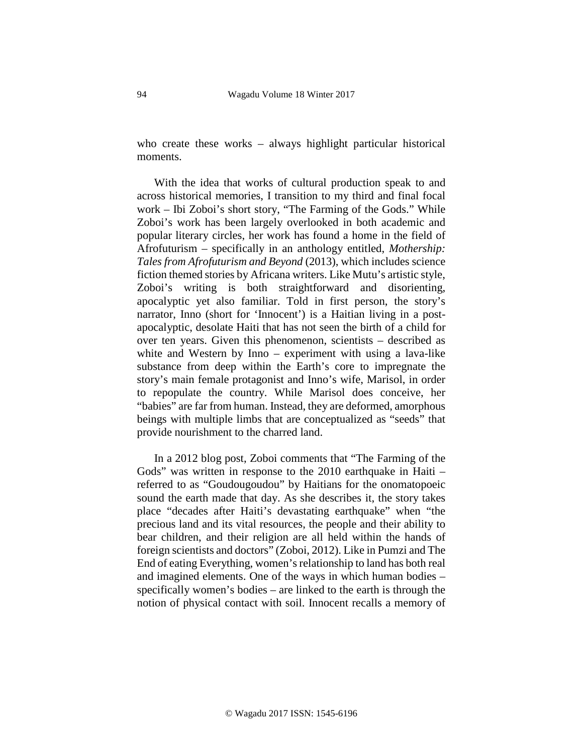who create these works – always highlight particular historical moments.

With the idea that works of cultural production speak to and across historical memories, I transition to my third and final focal work – Ibi Zoboi's short story, "The Farming of the Gods." While Zoboi's work has been largely overlooked in both academic and popular literary circles, her work has found a home in the field of Afrofuturism – specifically in an anthology entitled, *Mothership: Tales from Afrofuturism and Beyond* (2013), which includes science fiction themed stories by Africana writers. Like Mutu's artistic style, Zoboi's writing is both straightforward and disorienting, apocalyptic yet also familiar. Told in first person, the story's narrator, Inno (short for 'Innocent') is a Haitian living in a post-apocalyptic, desolate Haiti that has not seen the birth of a child for over ten years. Given this phenomenon, scientists – described as white and Western by Inno – experiment with using a lava-like substance from deep within the Earth's core to impregnate the story's main female protagonist and Inno's wife, Marisol, in order to repopulate the country. While Marisol does conceive, her "babies" are far from human. Instead, they are deformed, amorphous beings with multiple limbs that are conceptualized as "seeds" that provide nourishment to the charred land.

In a 2012 blog post, Zoboi comments that "The Farming of the Gods" was written in response to the 2010 earthquake in Haiti – referred to as "Goudougoudou" by Haitians for the onomatopoeic sound the earth made that day. As she describes it, the story takes place "decades after Haiti's devastating earthquake" when "the precious land and its vital resources, the people and their ability to bear children, and their religion are all held within the hands of foreign scientists and doctors" (Zoboi, 2012). Like in Pumzi and The End of eating Everything, women's relationship to land has both real and imagined elements. One of the ways in which human bodies – specifically women's bodies – are linked to the earth is through the notion of physical contact with soil. Innocent recalls a memory of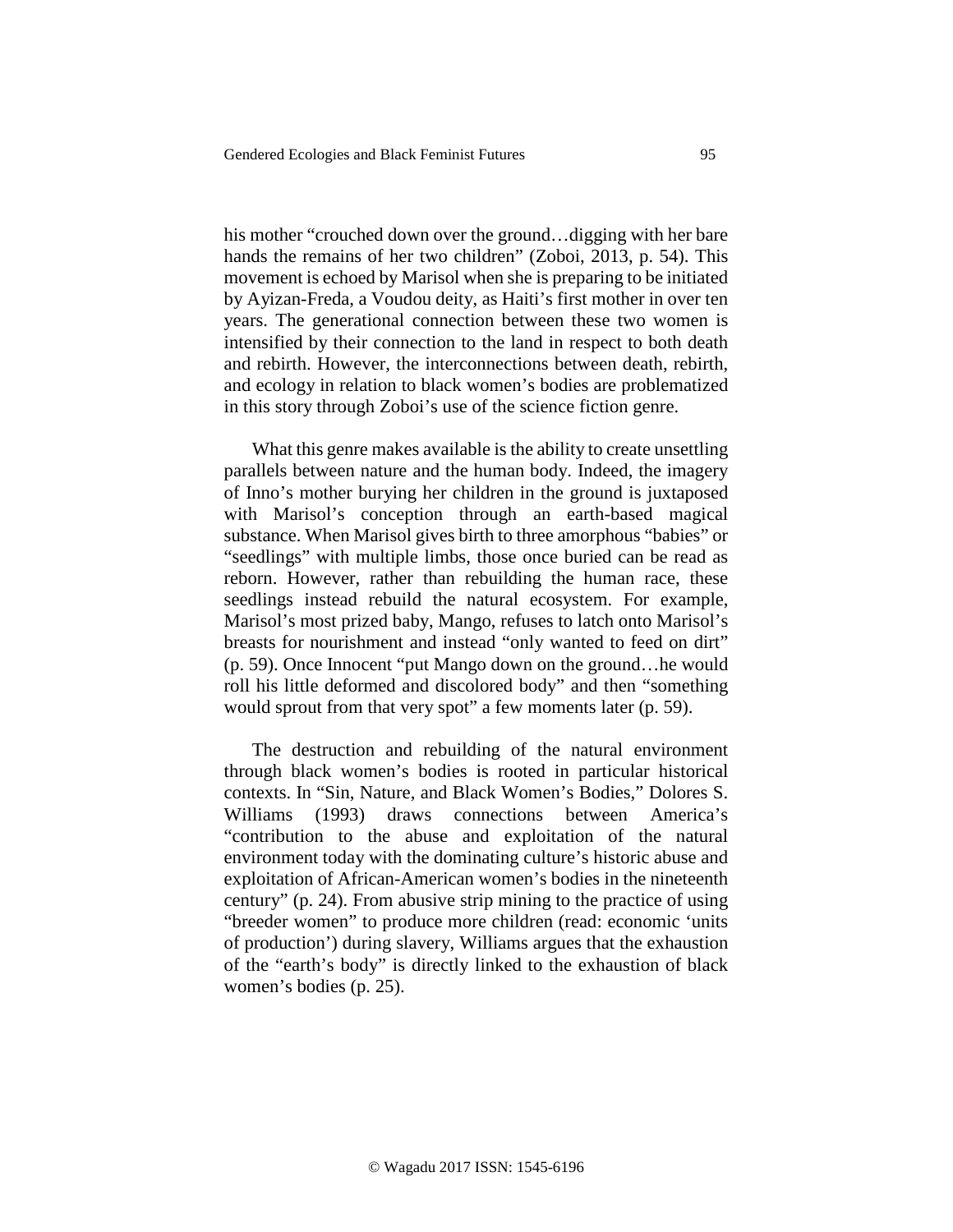his mother "crouched down over the ground…digging with her bare hands the remains of her two children" (Zoboi, 2013, p. 54). This movement is echoed by Marisol when she is preparing to be initiated by Ayizan-Freda, a Voudou deity, as Haiti's first mother in over ten years. The generational connection between these two women is intensified by their connection to the land in respect to both death and rebirth. However, the interconnections between death, rebirth, and ecology in relation to black women's bodies are problematized in this story through Zoboi's use of the science fiction genre.

What this genre makes available is the ability to create unsettling parallels between nature and the human body. Indeed, the imagery of Inno's mother burying her children in the ground is juxtaposed with Marisol's conception through an earth-based magical substance. When Marisol gives birth to three amorphous "babies" or "seedlings" with multiple limbs, those once buried can be read as reborn. However, rather than rebuilding the human race, these seedlings instead rebuild the natural ecosystem. For example, Marisol's most prized baby, Mango, refuses to latch onto Marisol's breasts for nourishment and instead "only wanted to feed on dirt" (p. 59). Once Innocent "put Mango down on the ground…he would roll his little deformed and discolored body" and then "something would sprout from that very spot" a few moments later (p. 59).

The destruction and rebuilding of the natural environment through black women's bodies is rooted in particular historical contexts. In "Sin, Nature, and Black Women's Bodies," Dolores S. Williams (1993) draws connections between America's "contribution to the abuse and exploitation of the natural environment today with the dominating culture's historic abuse and exploitation of African-American women's bodies in the nineteenth century" (p. 24). From abusive strip mining to the practice of using "breeder women" to produce more children (read: economic 'units of production') during slavery, Williams argues that the exhaustion of the "earth's body" is directly linked to the exhaustion of black women's bodies (p. 25).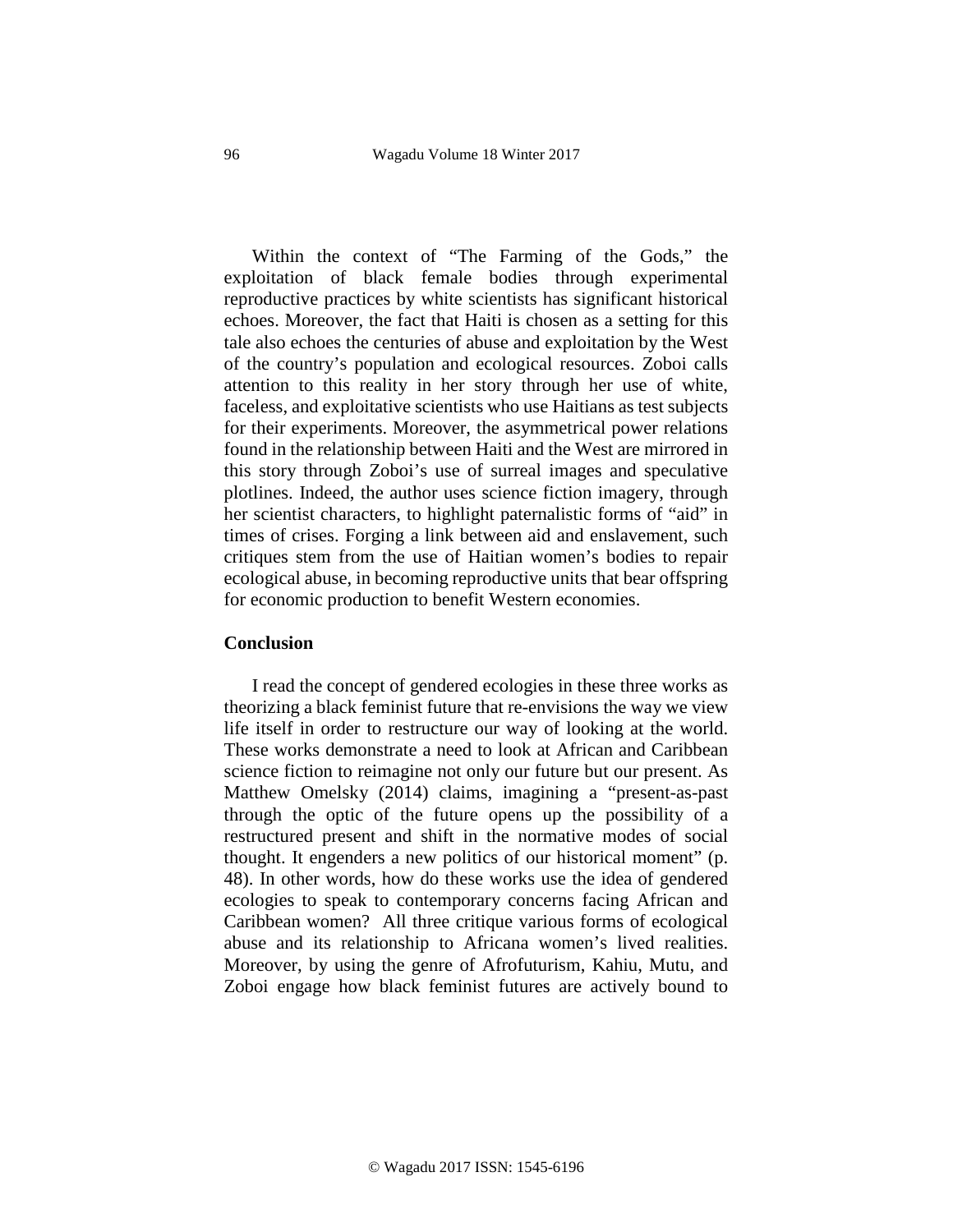Within the context of "The Farming of the Gods," the exploitation of black female bodies through experimental reproductive practices by white scientists has significant historical echoes. Moreover, the fact that Haiti is chosen as a setting for this tale also echoes the centuries of abuse and exploitation by the West of the country's population and ecological resources. Zoboi calls attention to this reality in her story through her use of white, faceless, and exploitative scientists who use Haitians as test subjects for their experiments. Moreover, the asymmetrical power relations found in the relationship between Haiti and the West are mirrored in this story through Zoboi's use of surreal images and speculative plotlines. Indeed, the author uses science fiction imagery, through her scientist characters, to highlight paternalistic forms of "aid" in times of crises. Forging a link between aid and enslavement, such critiques stem from the use of Haitian women's bodies to repair ecological abuse, in becoming reproductive units that bear offspring for economic production to benefit Western economies.

## Conclusion

I read the concept of gendered ecologies in these three works as theorizing a black feminist future that re-envisions the way we view life itself in order to restructure our way of looking at the world. These works demonstrate a need to look at African and Caribbean science fiction to reimagine not only our future but our present. As Matthew Omelsky (2014) claims, imagining a "present-as-past through the optic of the future opens up the possibility of a restructured present and shift in the normative modes of social thought. It engenders a new politics of our historical moment" (p. 48). In other words, how do these works use the idea of gendered ecologies to speak to contemporary concerns facing African and Caribbean women? All three critique various forms of ecological abuse and its relationship to Africana women's lived realities. Moreover, by using the genre of Afrofuturism, Kahiu, Mutu, and Zoboi engage how black feminist futures are actively bound to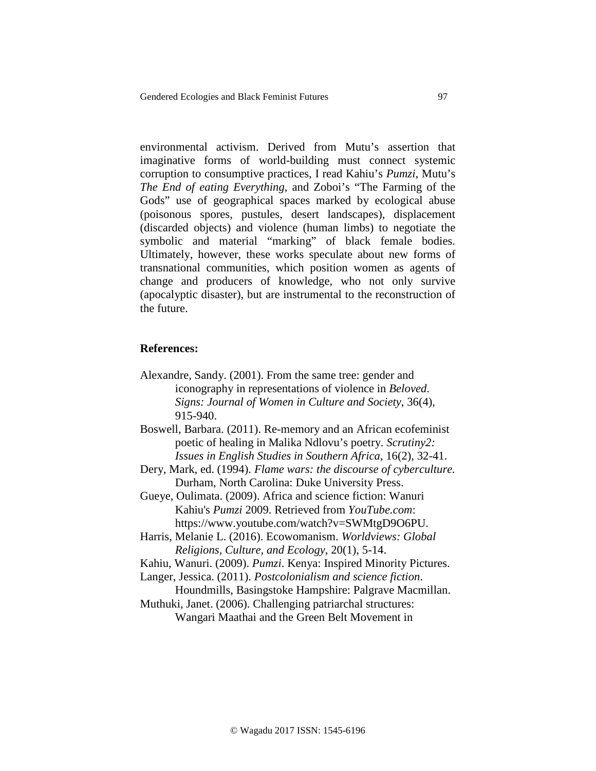environmental activism. Derived from Mutu's assertion that imaginative forms of world-building must connect systemic corruption to consumptive practices, I read Kahiu's *Pumzi*, Mutu's *The End of eating Everything*, and Zoboi's "The Farming of the Gods" use of geographical spaces marked by ecological abuse (poisonous spores, pustules, desert landscapes), displacement (discarded objects) and violence (human limbs) to negotiate the symbolic and material "marking" of black female bodies. Ultimately, however, these works speculate about new forms of transnational communities, which position women as agents of change and producers of knowledge, who not only survive (apocalyptic disaster), but are instrumental to the reconstruction of the future.

**References:**

Alexandre, Sandy. (2001). From the same tree: gender and iconography in representations of violence in *Beloved*. *Signs: Journal of Women in Culture and Society*, 36(4), 915-940.

Boswell, Barbara. (2011). Re-memory and an African ecofeminist poetic of healing in Malika Ndlovu's poetry. *Scrutiny2: Issues in English Studies in Southern Africa*, 16(2), 32-41.

Dery, Mark, ed. (1994). *Flame wars: the discourse of cyberculture.* Durham, North Carolina: Duke University Press.

Gueye, Oulimata. (2009). Africa and science fiction: Wanuri Kahiu's *Pumzi* 2009. Retrieved from *YouTube.com*: https://www.youtube.com/watch?v=SWMtgD9O6PU.

Harris, Melanie L. (2016). Ecowomanism. *Worldviews: Global Religions, Culture, and Ecology*, 20(1), 5-14.

Kahiu, Wanuri. (2009). *Pumzi*. Kenya: Inspired Minority Pictures.

Langer, Jessica. (2011). *Postcolonialism and science fiction*. Houndmills, Basingstoke Hampshire: Palgrave Macmillan.

Muthuki, Janet. (2006). Challenging patriarchal structures: Wangari Maathai and the Green Belt Movement in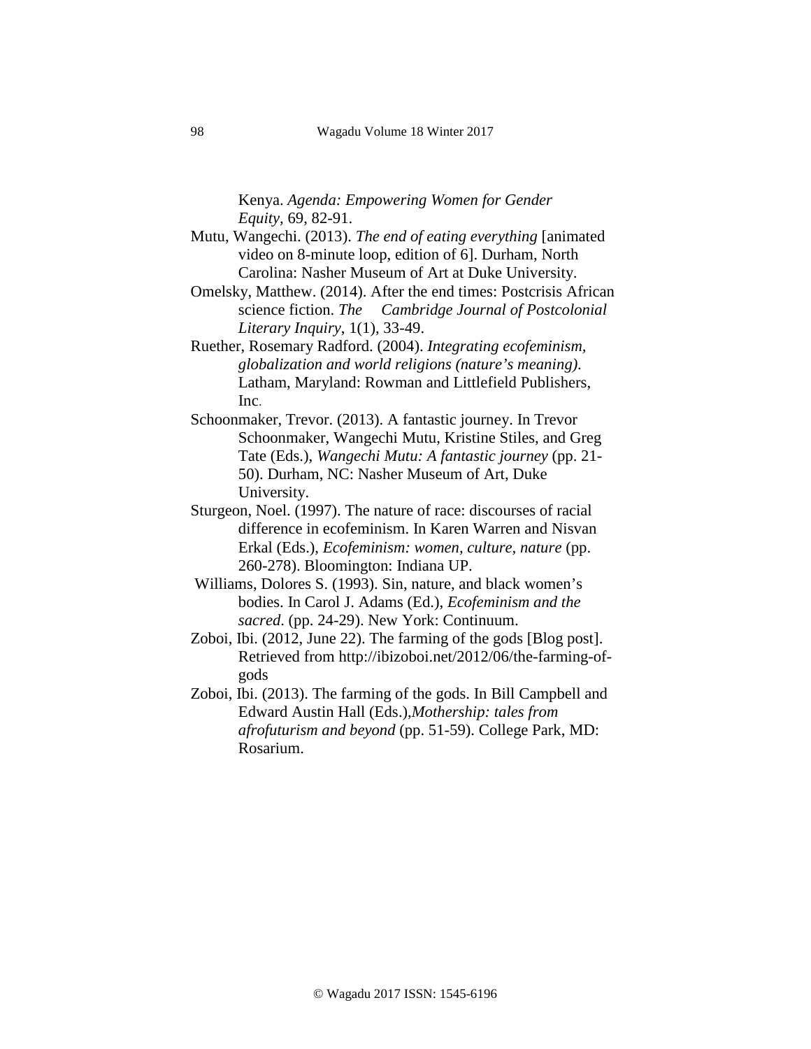Kenya. *Agenda: Empowering Women for Gender Equity*, 69, 82-91.

Mutu, Wangechi. (2013). *The end of eating everything* [animated video on 8-minute loop, edition of 6]. Durham, North Carolina: Nasher Museum of Art at Duke University.

Omelsky, Matthew. (2014). After the end times: Postcrisis African science fiction. *The Cambridge Journal of Postcolonial Literary Inquiry*, 1(1), 33-49.

Ruether, Rosemary Radford. (2004). *Integrating ecofeminism, globalization and world religions (nature's meaning)*. Latham, Maryland: Rowman and Littlefield Publishers, Inc.

Schoonmaker, Trevor. (2013). A fantastic journey. In Trevor Schoonmaker, Wangechi Mutu, Kristine Stiles, and Greg Tate (Eds.), *Wangechi Mutu: A fantastic journey* (pp. 21-50). Durham, NC: Nasher Museum of Art, Duke University.

Sturgeon, Noel. (1997). The nature of race: discourses of racial difference in ecofeminism. In Karen Warren and Nisvan Erkal (Eds.), *Ecofeminism: women, culture, nature* (pp. 260-278). Bloomington: Indiana UP.

Williams, Dolores S. (1993). Sin, nature, and black women's bodies. In Carol J. Adams (Ed.), *Ecofeminism and the sacred*. (pp. 24-29). New York: Continuum.

Zoboi, Ibi. (2012, June 22). The farming of the gods [Blog post]. Retrieved from http://ibizoboi.net/2012/06/the-farming-of-gods

Zoboi, Ibi. (2013). The farming of the gods. In Bill Campbell and Edward Austin Hall (Eds.),*Mothership: tales from afrofuturism and beyond* (pp. 51-59). College Park, MD: Rosarium.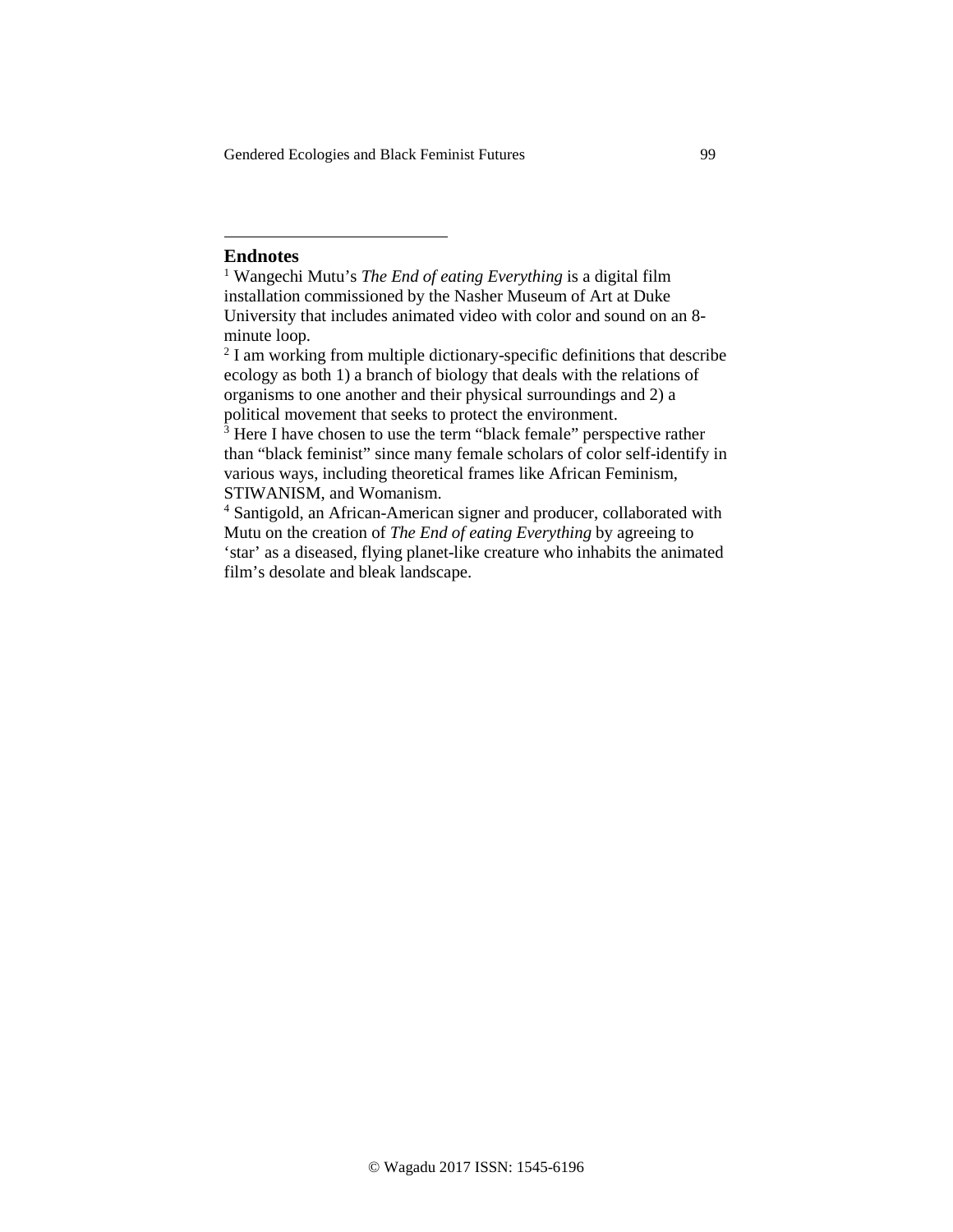## Endnotes

[1] Wangechi Mutu's *The End of eating Everything* is a digital film installation commissioned by the Nasher Museum of Art at Duke University that includes animated video with color and sound on an 8-minute loop.

[2] I am working from multiple dictionary-specific definitions that describe ecology as both 1) a branch of biology that deals with the relations of organisms to one another and their physical surroundings and 2) a political movement that seeks to protect the environment.

[3] Here I have chosen to use the term "black female" perspective rather than "black feminist" since many female scholars of color self-identify in various ways, including theoretical frames like African Feminism, STIWANISM, and Womanism.

[4] Santigold, an African-American signer and producer, collaborated with Mutu on the creation of *The End of eating Everything* by agreeing to 'star' as a diseased, flying planet-like creature who inhabits the animated film's desolate and bleak landscape.